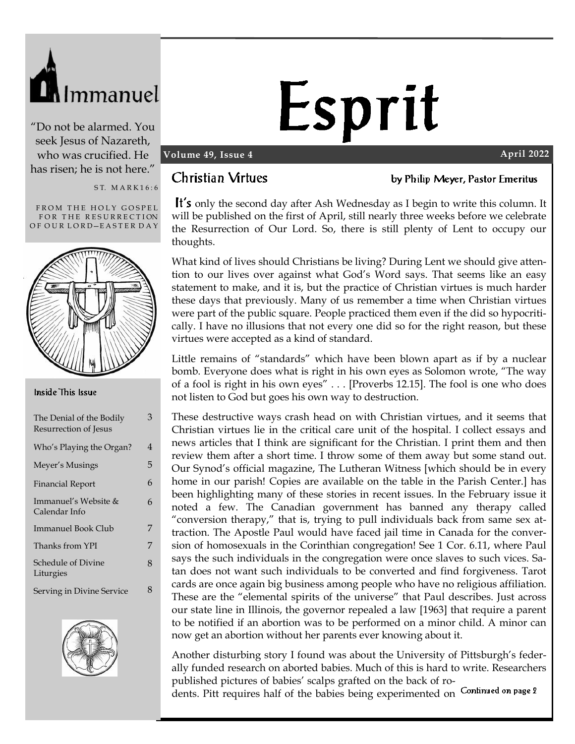Immanuel

"Do not be alarmed. You seek Jesus of Nazareth, who was crucified. He has risen; he is not here."

ST. MARK 16:6

FROM THE HOLY GOSPEL FOR THE RESURRECTION OF OUR LORD—EASTER DAY

### Inside This Issue

| | |
|---|---|
| The Denial of the Bodily Resurrection of Jesus | 3 |
| Who's Playing the Organ? | 4 |
| Meyer's Musings | 5 |
| Financial Report | 6 |
| Immanuel's Website & Calendar Info | 6 |
| Immanuel Book Club | 7 |
| Thanks from YPI | 7 |
| Schedule of Divine Liturgies | 8 |
| Serving in Divine Service | 8 |

# Esprit

**Volume 49, Issue 4** **April 2022**

## Christian Virtues

by Philip Meyer, Pastor Emeritus

It's only the second day after Ash Wednesday as I begin to write this column. It will be published on the first of April, still nearly three weeks before we celebrate the Resurrection of Our Lord. So, there is still plenty of Lent to occupy our thoughts.

What kind of lives should Christians be living? During Lent we should give attention to our lives over against what God's Word says. That seems like an easy statement to make, and it is, but the practice of Christian virtues is much harder these days that previously. Many of us remember a time when Christian virtues were part of the public square. People practiced them even if the did so hypocritically. I have no illusions that not every one did so for the right reason, but these virtues were accepted as a kind of standard.

Little remains of "standards" which have been blown apart as if by a nuclear bomb. Everyone does what is right in his own eyes as Solomon wrote, "The way of a fool is right in his own eyes" . . . [Proverbs 12.15]. The fool is one who does not listen to God but goes his own way to destruction.

These destructive ways crash head on with Christian virtues, and it seems that Christian virtues lie in the critical care unit of the hospital. I collect essays and news articles that I think are significant for the Christian. I print them and then review them after a short time. I throw some of them away but some stand out. Our Synod's official magazine, The Lutheran Witness [which should be in every home in our parish! Copies are available on the table in the Parish Center.] has been highlighting many of these stories in recent issues. In the February issue it noted a few. The Canadian government has banned any therapy called "conversion therapy," that is, trying to pull individuals back from same sex attraction. The Apostle Paul would have faced jail time in Canada for the conversion of homosexuals in the Corinthian congregation! See 1 Cor. 6.11, where Paul says the such individuals in the congregation were once slaves to such vices. Satan does not want such individuals to be converted and find forgiveness. Tarot cards are once again big business among people who have no religious affiliation. These are the "elemental spirits of the universe" that Paul describes. Just across our state line in Illinois, the governor repealed a law [1963] that require a parent to be notified if an abortion was to be performed on a minor child. A minor can now get an abortion without her parents ever knowing about it.

Another disturbing story I found was about the University of Pittsburgh's federally funded research on aborted babies. Much of this is hard to write. Researchers published pictures of babies' scalps grafted on the back of rodents. Pitt requires half of the babies being experimented on

Continued on page 2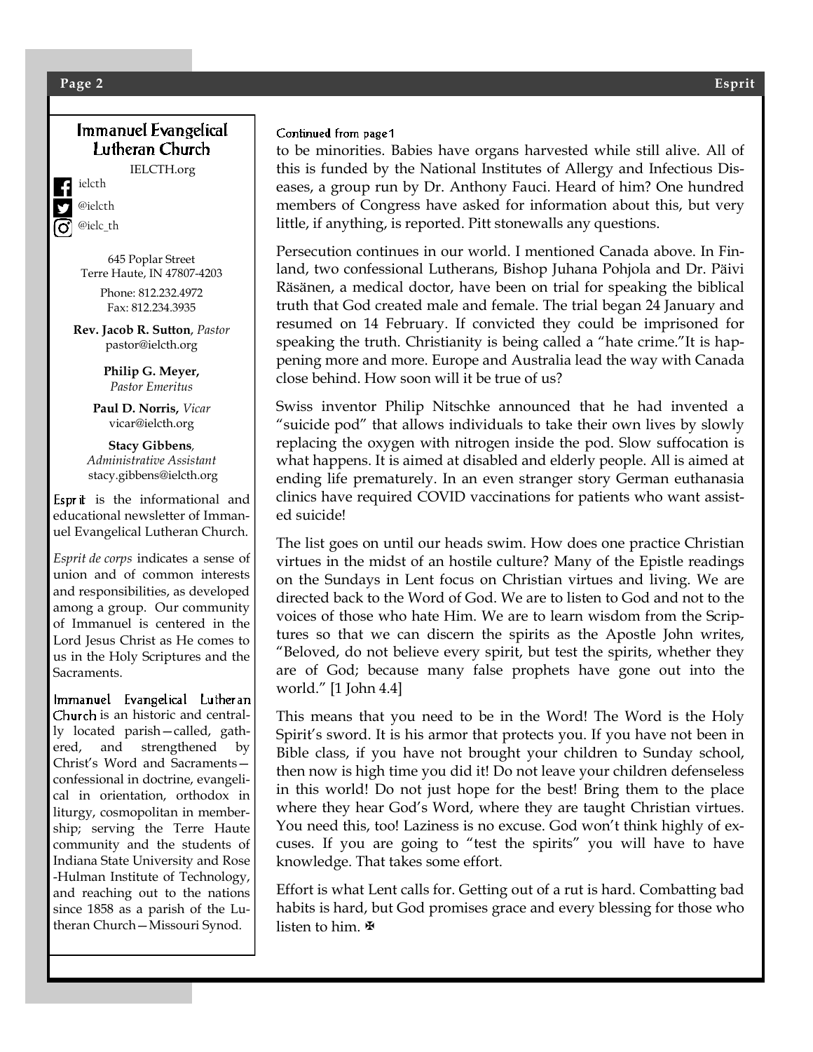## Immanuel Evangelical Lutheran Church

IELCTH.org

ielcth

@ielcth

@ielc_th

645 Poplar Street
Terre Haute, IN 47807-4203

Phone: 812.232.4972
Fax: 812.234.3935

**Rev. Jacob R. Sutton**, *Pastor*
pastor@ielcth.org

**Philip G. Meyer,**
*Pastor Emeritus*

**Paul D. Norris,** *Vicar*
vicar@ielcth.org

**Stacy Gibbens**,
*Administrative Assistant*
stacy.gibbens@ielcth.org

Esprit is the informational and educational newsletter of Immanuel Evangelical Lutheran Church.

*Esprit de corps* indicates a sense of union and of common interests and responsibilities, as developed among a group. Our community of Immanuel is centered in the Lord Jesus Christ as He comes to us in the Holy Scriptures and the Sacraments.

Immanuel Evangelical Lutheran Church is an historic and centrally located parish—called, gathered, and strengthened by Christ's Word and Sacraments—confessional in doctrine, evangelical in orientation, orthodox in liturgy, cosmopolitan in membership; serving the Terre Haute community and the students of Indiana State University and Rose-Hulman Institute of Technology, and reaching out to the nations since 1858 as a parish of the Lutheran Church—Missouri Synod.

Continued from page 1

to be minorities. Babies have organs harvested while still alive. All of this is funded by the National Institutes of Allergy and Infectious Diseases, a group run by Dr. Anthony Fauci. Heard of him? One hundred members of Congress have asked for information about this, but very little, if anything, is reported. Pitt stonewalls any questions.

Persecution continues in our world. I mentioned Canada above. In Finland, two confessional Lutherans, Bishop Juhana Pohjola and Dr. Päivi Räsänen, a medical doctor, have been on trial for speaking the biblical truth that God created male and female. The trial began 24 January and resumed on 14 February. If convicted they could be imprisoned for speaking the truth. Christianity is being called a "hate crime."It is happening more and more. Europe and Australia lead the way with Canada close behind. How soon will it be true of us?

Swiss inventor Philip Nitschke announced that he had invented a "suicide pod" that allows individuals to take their own lives by slowly replacing the oxygen with nitrogen inside the pod. Slow suffocation is what happens. It is aimed at disabled and elderly people. All is aimed at ending life prematurely. In an even stranger story German euthanasia clinics have required COVID vaccinations for patients who want assisted suicide!

The list goes on until our heads swim. How does one practice Christian virtues in the midst of an hostile culture? Many of the Epistle readings on the Sundays in Lent focus on Christian virtues and living. We are directed back to the Word of God. We are to listen to God and not to the voices of those who hate Him. We are to learn wisdom from the Scriptures so that we can discern the spirits as the Apostle John writes, "Beloved, do not believe every spirit, but test the spirits, whether they are of God; because many false prophets have gone out into the world." [1 John 4.4]

This means that you need to be in the Word! The Word is the Holy Spirit's sword. It is his armor that protects you. If you have not been in Bible class, if you have not brought your children to Sunday school, then now is high time you did it! Do not leave your children defenseless in this world! Do not just hope for the best! Bring them to the place where they hear God's Word, where they are taught Christian virtues. You need this, too! Laziness is no excuse. God won't think highly of excuses. If you are going to "test the spirits" you will have to have knowledge. That takes some effort.

Effort is what Lent calls for. Getting out of a rut is hard. Combatting bad habits is hard, but God promises grace and every blessing for those who listen to him. ✠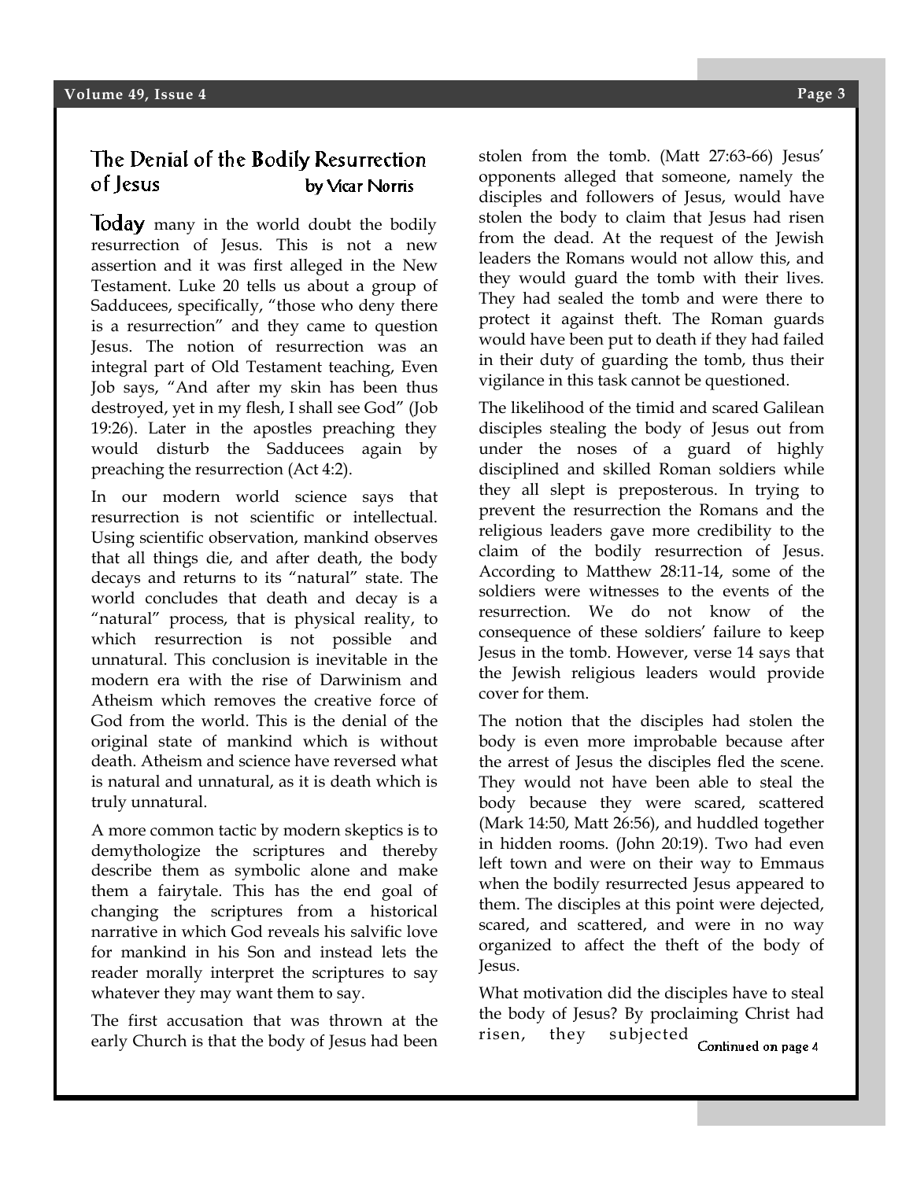## The Denial of the Bodily Resurrection of Jesus

by Vicar Norris

**Today** many in the world doubt the bodily resurrection of Jesus. This is not a new assertion and it was first alleged in the New Testament. Luke 20 tells us about a group of Sadducees, specifically, "those who deny there is a resurrection" and they came to question Jesus. The notion of resurrection was an integral part of Old Testament teaching, Even Job says, "And after my skin has been thus destroyed, yet in my flesh, I shall see God" (Job 19:26). Later in the apostles preaching they would disturb the Sadducees again by preaching the resurrection (Act 4:2).

In our modern world science says that resurrection is not scientific or intellectual. Using scientific observation, mankind observes that all things die, and after death, the body decays and returns to its "natural" state. The world concludes that death and decay is a "natural" process, that is physical reality, to which resurrection is not possible and unnatural. This conclusion is inevitable in the modern era with the rise of Darwinism and Atheism which removes the creative force of God from the world. This is the denial of the original state of mankind which is without death. Atheism and science have reversed what is natural and unnatural, as it is death which is truly unnatural.

A more common tactic by modern skeptics is to demythologize the scriptures and thereby describe them as symbolic alone and make them a fairytale. This has the end goal of changing the scriptures from a historical narrative in which God reveals his salvific love for mankind in his Son and instead lets the reader morally interpret the scriptures to say whatever they may want them to say.

The first accusation that was thrown at the early Church is that the body of Jesus had been stolen from the tomb. (Matt 27:63-66) Jesus' opponents alleged that someone, namely the disciples and followers of Jesus, would have stolen the body to claim that Jesus had risen from the dead. At the request of the Jewish leaders the Romans would not allow this, and they would guard the tomb with their lives. They had sealed the tomb and were there to protect it against theft. The Roman guards would have been put to death if they had failed in their duty of guarding the tomb, thus their vigilance in this task cannot be questioned.

The likelihood of the timid and scared Galilean disciples stealing the body of Jesus out from under the noses of a guard of highly disciplined and skilled Roman soldiers while they all slept is preposterous. In trying to prevent the resurrection the Romans and the religious leaders gave more credibility to the claim of the bodily resurrection of Jesus. According to Matthew 28:11-14, some of the soldiers were witnesses to the events of the resurrection. We do not know of the consequence of these soldiers' failure to keep Jesus in the tomb. However, verse 14 says that the Jewish religious leaders would provide cover for them.

The notion that the disciples had stolen the body is even more improbable because after the arrest of Jesus the disciples fled the scene. They would not have been able to steal the body because they were scared, scattered (Mark 14:50, Matt 26:56), and huddled together in hidden rooms. (John 20:19). Two had even left town and were on their way to Emmaus when the bodily resurrected Jesus appeared to them. The disciples at this point were dejected, scared, and scattered, and were in no way organized to affect the theft of the body of Jesus.

What motivation did the disciples have to steal the body of Jesus? By proclaiming Christ had risen, they subjected

Continued on page 4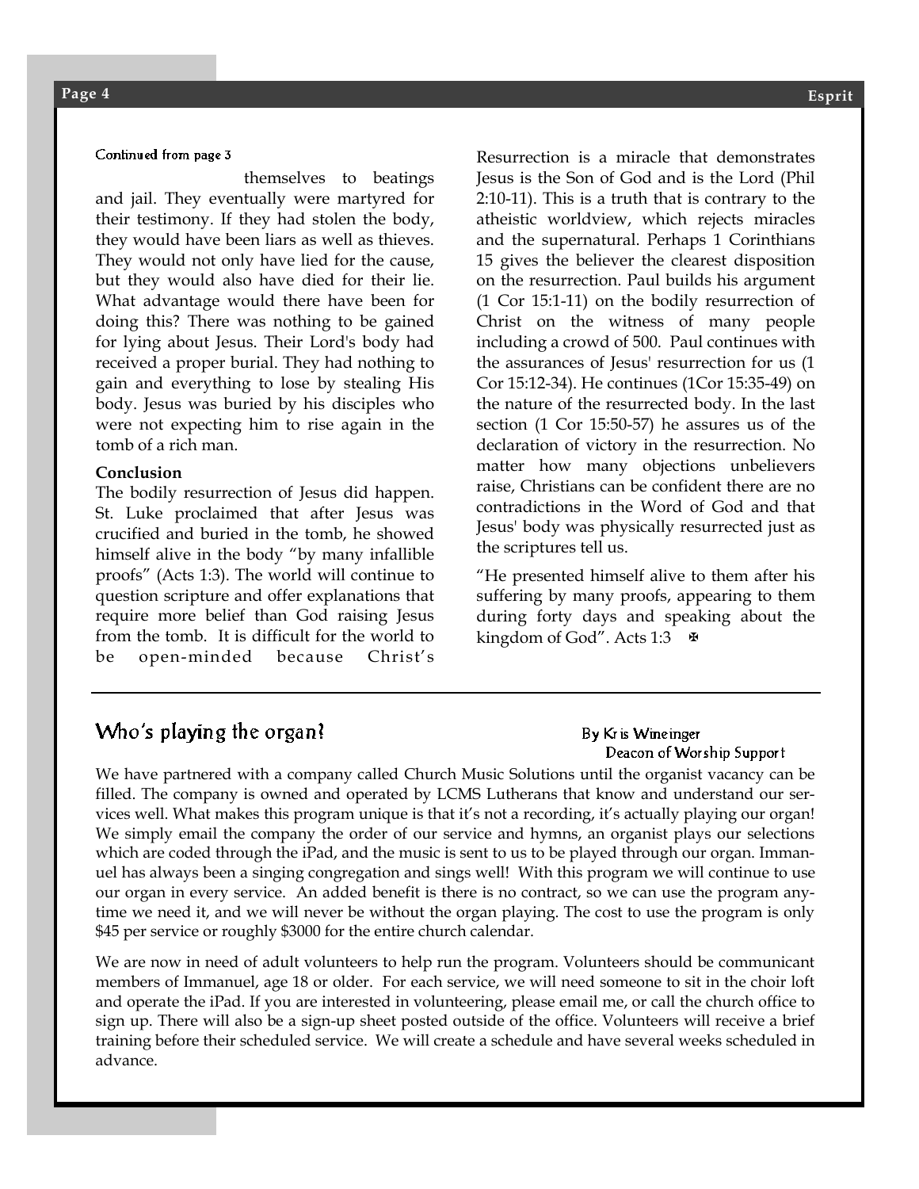Continued from page 3

themselves to beatings and jail. They eventually were martyred for their testimony. If they had stolen the body, they would have been liars as well as thieves. They would not only have lied for the cause, but they would also have died for their lie. What advantage would there have been for doing this? There was nothing to be gained for lying about Jesus. Their Lord's body had received a proper burial. They had nothing to gain and everything to lose by stealing His body. Jesus was buried by his disciples who were not expecting him to rise again in the tomb of a rich man.

**Conclusion**

The bodily resurrection of Jesus did happen. St. Luke proclaimed that after Jesus was crucified and buried in the tomb, he showed himself alive in the body "by many infallible proofs" (Acts 1:3). The world will continue to question scripture and offer explanations that require more belief than God raising Jesus from the tomb. It is difficult for the world to be open-minded because Christ's Resurrection is a miracle that demonstrates Jesus is the Son of God and is the Lord (Phil 2:10-11). This is a truth that is contrary to the atheistic worldview, which rejects miracles and the supernatural. Perhaps 1 Corinthians 15 gives the believer the clearest disposition on the resurrection. Paul builds his argument (1 Cor 15:1-11) on the bodily resurrection of Christ on the witness of many people including a crowd of 500. Paul continues with the assurances of Jesus' resurrection for us (1 Cor 15:12-34). He continues (1Cor 15:35-49) on the nature of the resurrected body. In the last section (1 Cor 15:50-57) he assures us of the declaration of victory in the resurrection. No matter how many objections unbelievers raise, Christians can be confident there are no contradictions in the Word of God and that Jesus' body was physically resurrected just as the scriptures tell us.

"He presented himself alive to them after his suffering by many proofs, appearing to them during forty days and speaking about the kingdom of God". Acts 1:3 ✠

---

## Who's playing the organ?

By Kris Wineinger
Deacon of Worship Support

We have partnered with a company called Church Music Solutions until the organist vacancy can be filled. The company is owned and operated by LCMS Lutherans that know and understand our services well. What makes this program unique is that it's not a recording, it's actually playing our organ! We simply email the company the order of our service and hymns, an organist plays our selections which are coded through the iPad, and the music is sent to us to be played through our organ. Immanuel has always been a singing congregation and sings well! With this program we will continue to use our organ in every service. An added benefit is there is no contract, so we can use the program anytime we need it, and we will never be without the organ playing. The cost to use the program is only $45 per service or roughly $3000 for the entire church calendar.

We are now in need of adult volunteers to help run the program. Volunteers should be communicant members of Immanuel, age 18 or older. For each service, we will need someone to sit in the choir loft and operate the iPad. If you are interested in volunteering, please email me, or call the church office to sign up. There will also be a sign-up sheet posted outside of the office. Volunteers will receive a brief training before their scheduled service. We will create a schedule and have several weeks scheduled in advance.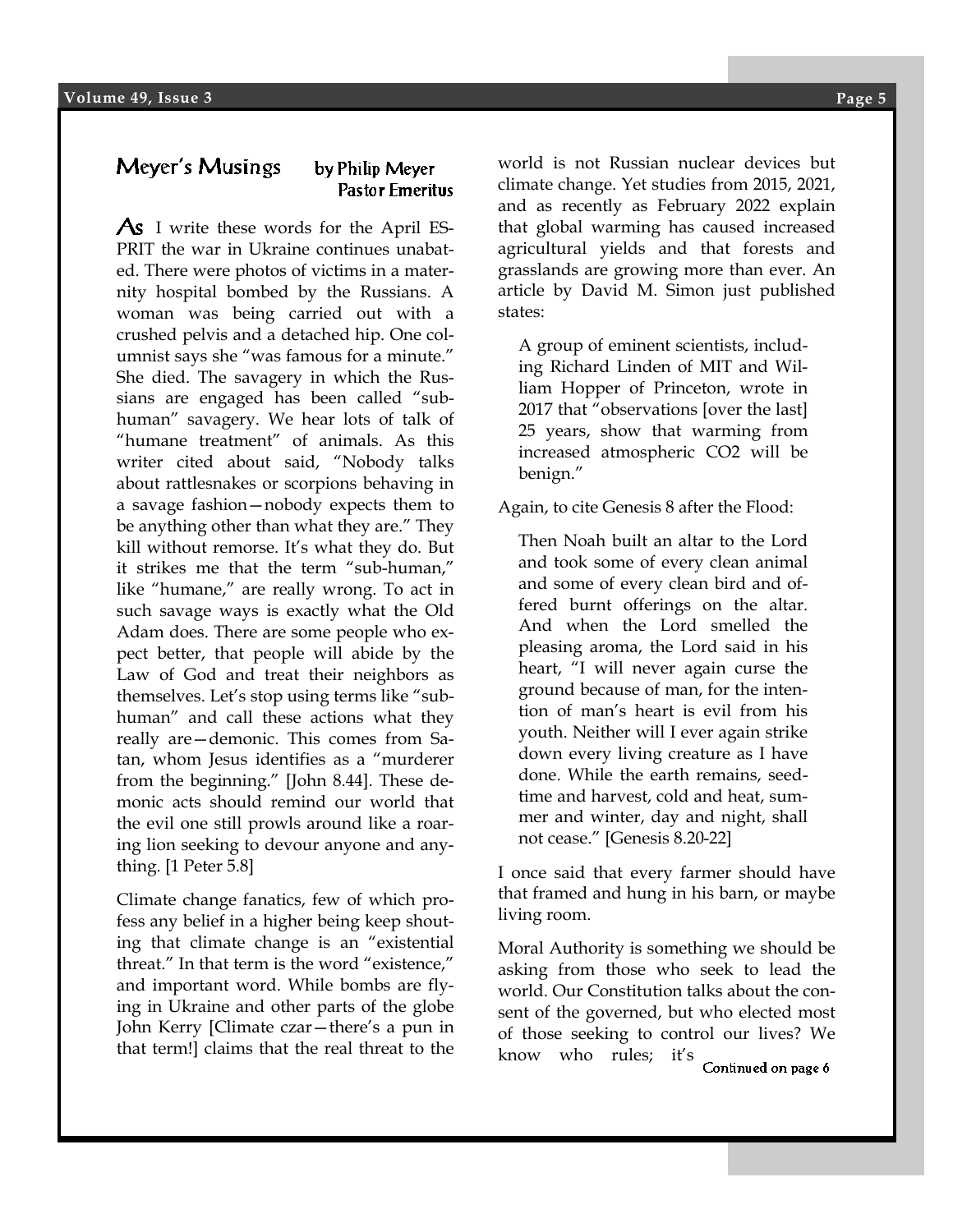## Meyer's Musings

by Philip Meyer
Pastor Emeritus

As I write these words for the April ESPRIT the war in Ukraine continues unabated. There were photos of victims in a maternity hospital bombed by the Russians. A woman was being carried out with a crushed pelvis and a detached hip. One columnist says she "was famous for a minute." She died. The savagery in which the Russians are engaged has been called "subhuman" savagery. We hear lots of talk of "humane treatment" of animals. As this writer cited about said, "Nobody talks about rattlesnakes or scorpions behaving in a savage fashion—nobody expects them to be anything other than what they are." They kill without remorse. It's what they do. But it strikes me that the term "sub-human," like "humane," are really wrong. To act in such savage ways is exactly what the Old Adam does. There are some people who expect better, that people will abide by the Law of God and treat their neighbors as themselves. Let's stop using terms like "subhuman" and call these actions what they really are—demonic. This comes from Satan, whom Jesus identifies as a "murderer from the beginning." [John 8.44]. These demonic acts should remind our world that the evil one still prowls around like a roaring lion seeking to devour anyone and anything. [1 Peter 5.8]

Climate change fanatics, few of which profess any belief in a higher being keep shouting that climate change is an "existential threat." In that term is the word "existence," and important word. While bombs are flying in Ukraine and other parts of the globe John Kerry [Climate czar—there's a pun in that term!] claims that the real threat to the world is not Russian nuclear devices but climate change. Yet studies from 2015, 2021, and as recently as February 2022 explain that global warming has caused increased agricultural yields and that forests and grasslands are growing more than ever. An article by David M. Simon just published states:

> A group of eminent scientists, including Richard Linden of MIT and William Hopper of Princeton, wrote in 2017 that "observations [over the last] 25 years, show that warming from increased atmospheric CO2 will be benign."

Again, to cite Genesis 8 after the Flood:

> Then Noah built an altar to the Lord and took some of every clean animal and some of every clean bird and offered burnt offerings on the altar. And when the Lord smelled the pleasing aroma, the Lord said in his heart, "I will never again curse the ground because of man, for the intention of man's heart is evil from his youth. Neither will I ever again strike down every living creature as I have done. While the earth remains, seedtime and harvest, cold and heat, summer and winter, day and night, shall not cease." [Genesis 8.20-22]

I once said that every farmer should have that framed and hung in his barn, or maybe living room.

Moral Authority is something we should be asking from those who seek to lead the world. Our Constitution talks about the consent of the governed, but who elected most of those seeking to control our lives? We know who rules; it's

*Continued on page 6*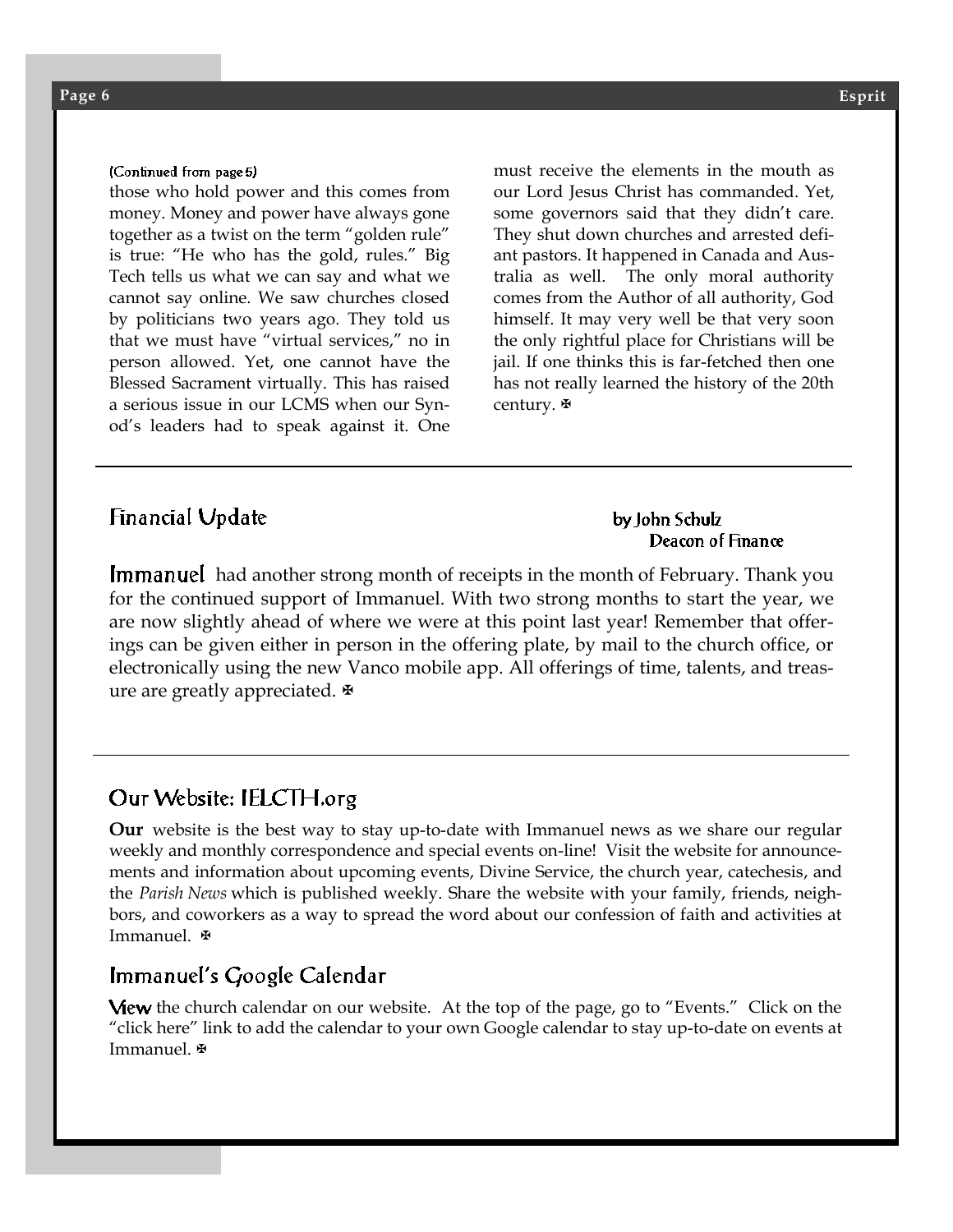(Continued from page 5)

those who hold power and this comes from money. Money and power have always gone together as a twist on the term "golden rule" is true: "He who has the gold, rules." Big Tech tells us what we can say and what we cannot say online. We saw churches closed by politicians two years ago. They told us that we must have "virtual services," no in person allowed. Yet, one cannot have the Blessed Sacrament virtually. This has raised a serious issue in our LCMS when our Synod's leaders had to speak against it. One must receive the elements in the mouth as our Lord Jesus Christ has commanded. Yet, some governors said that they didn't care. They shut down churches and arrested defiant pastors. It happened in Canada and Australia as well. The only moral authority comes from the Author of all authority, God himself. It may very well be that very soon the only rightful place for Christians will be jail. If one thinks this is far-fetched then one has not really learned the history of the 20th century. ✠

## Financial Update

by John Schulz
Deacon of Finance

Immanuel had another strong month of receipts in the month of February. Thank you for the continued support of Immanuel. With two strong months to start the year, we are now slightly ahead of where we were at this point last year! Remember that offerings can be given either in person in the offering plate, by mail to the church office, or electronically using the new Vanco mobile app. All offerings of time, talents, and treasure are greatly appreciated. ✠

## Our Website: IELCTH.org

**Our** website is the best way to stay up-to-date with Immanuel news as we share our regular weekly and monthly correspondence and special events on-line! Visit the website for announcements and information about upcoming events, Divine Service, the church year, catechesis, and the *Parish News* which is published weekly. Share the website with your family, friends, neighbors, and coworkers as a way to spread the word about our confession of faith and activities at Immanuel. ✠

## Immanuel's Google Calendar

View the church calendar on our website. At the top of the page, go to "Events." Click on the "click here" link to add the calendar to your own Google calendar to stay up-to-date on events at Immanuel. ✠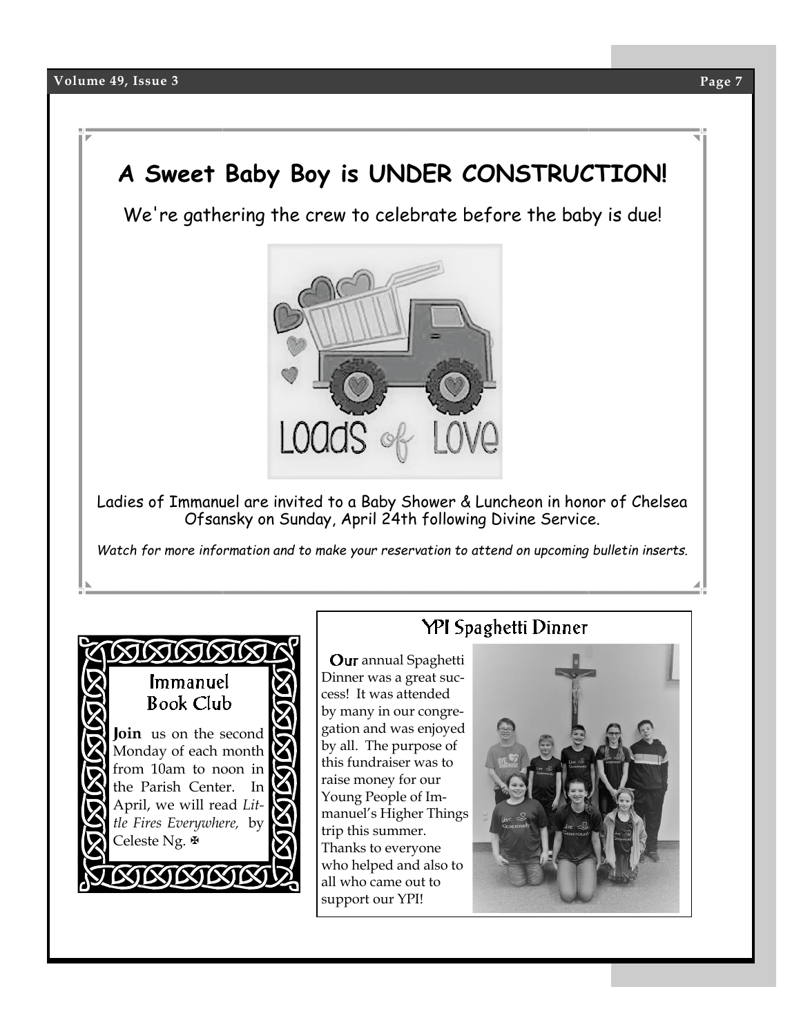# A Sweet Baby Boy is UNDER CONSTRUCTION!

We're gathering the crew to celebrate before the baby is due!

LOADS of LOVE

Ladies of Immanuel are invited to a Baby Shower & Luncheon in honor of Chelsea Ofsansky on Sunday, April 24th following Divine Service.

*Watch for more information and to make your reservation to attend on upcoming bulletin inserts.*

## Immanuel Book Club

**Join** us on the second Monday of each month from 10am to noon in the Parish Center. In April, we will read *Little Fires Everywhere,* by Celeste Ng. ✠

## YPI Spaghetti Dinner

Our annual Spaghetti Dinner was a great success! It was attended by many in our congregation and was enjoyed by all. The purpose of this fundraiser was to raise money for our Young People of Immanuel's Higher Things trip this summer. Thanks to everyone who helped and also to all who came out to support our YPI!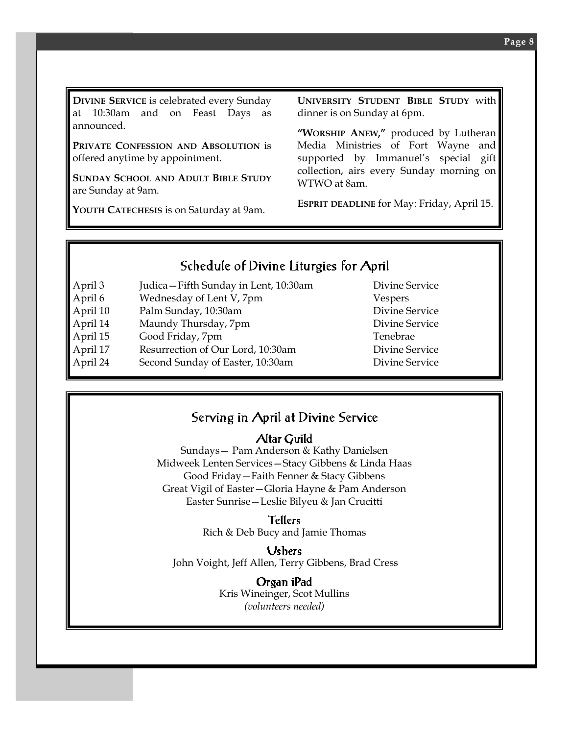**DIVINE SERVICE** is celebrated every Sunday at 10:30am and on Feast Days as announced.

**PRIVATE CONFESSION AND ABSOLUTION** is offered anytime by appointment.

**SUNDAY SCHOOL AND ADULT BIBLE STUDY** are Sunday at 9am.

**YOUTH CATECHESIS** is on Saturday at 9am.

**UNIVERSITY STUDENT BIBLE STUDY** with dinner is on Sunday at 6pm.

**"WORSHIP ANEW,"** produced by Lutheran Media Ministries of Fort Wayne and supported by Immanuel's special gift collection, airs every Sunday morning on WTWO at 8am.

**ESPRIT DEADLINE** for May: Friday, April 15.

## Schedule of Divine Liturgies for April

| | | |
|---|---|---|
| April 3 | Judica—Fifth Sunday in Lent, 10:30am | Divine Service |
| April 6 | Wednesday of Lent V, 7pm | Vespers |
| April 10 | Palm Sunday, 10:30am | Divine Service |
| April 14 | Maundy Thursday, 7pm | Divine Service |
| April 15 | Good Friday, 7pm | Tenebrae |
| April 17 | Resurrection of Our Lord, 10:30am | Divine Service |
| April 24 | Second Sunday of Easter, 10:30am | Divine Service |

## Serving in April at Divine Service

### Altar Guild

Sundays— Pam Anderson & Kathy Danielsen
Midweek Lenten Services—Stacy Gibbens & Linda Haas
Good Friday—Faith Fenner & Stacy Gibbens
Great Vigil of Easter—Gloria Hayne & Pam Anderson
Easter Sunrise—Leslie Bilyeu & Jan Crucitti

### Tellers

Rich & Deb Bucy and Jamie Thomas

### Ushers

John Voight, Jeff Allen, Terry Gibbens, Brad Cress

### Organ iPad

Kris Wineinger, Scot Mullins
*(volunteers needed)*